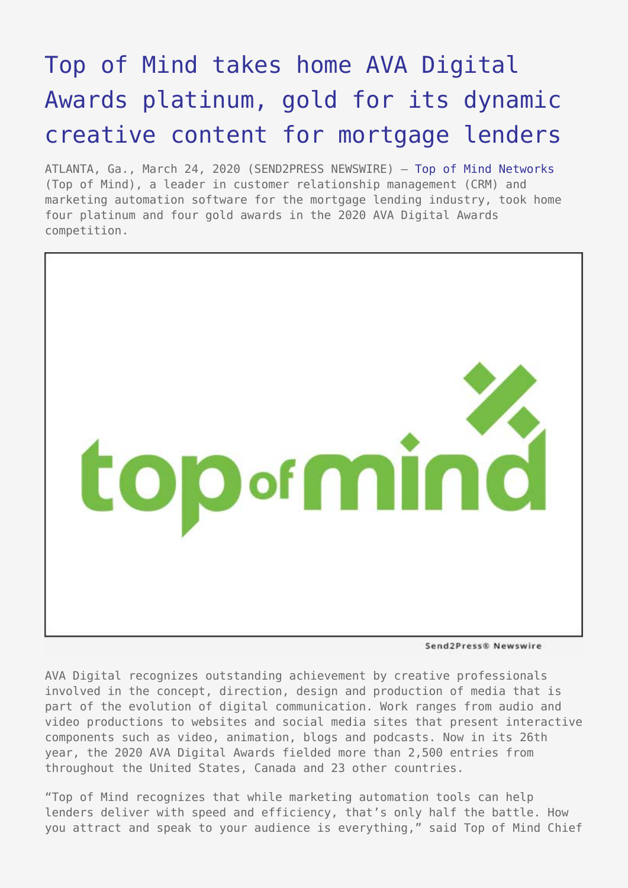# Top of Mind takes home AVA Digital Awards platinum, gold for its dynamic creative content for mortgage lenders

ATLANTA, Ga., March 24, 2020 (SEND2PRESS NEWSWIRE) — Top of Mind Networks (Top of Mind), a leader in customer relationship management (CRM) and marketing automation software for the mortgage lending industry, took home four platinum and four gold awards in the 2020 AVA Digital Awards competition.

Send2Press® Newswire

AVA Digital recognizes outstanding achievement by creative professionals involved in the concept, direction, design and production of media that is part of the evolution of digital communication. Work ranges from audio and video productions to websites and social media sites that present interactive components such as video, animation, blogs and podcasts. Now in its 26th year, the 2020 AVA Digital Awards fielded more than 2,500 entries from throughout the United States, Canada and 23 other countries.

"Top of Mind recognizes that while marketing automation tools can help lenders deliver with speed and efficiency, that's only half the battle. How you attract and speak to your audience is everything," said Top of Mind Chief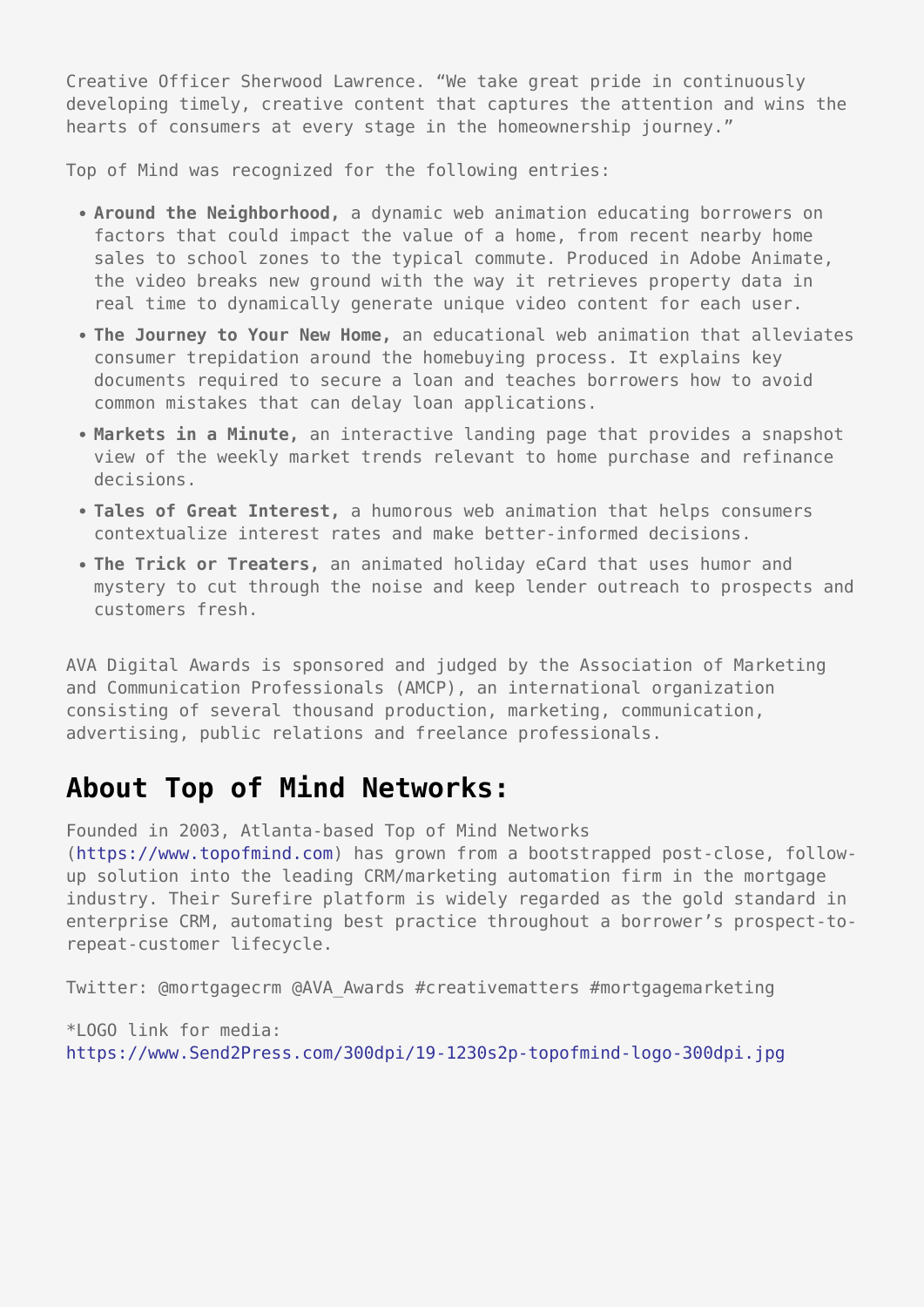Creative Officer Sherwood Lawrence. “We take great pride in continuously developing timely, creative content that captures the attention and wins the hearts of consumers at every stage in the homeownership journey.”

Top of Mind was recognized for the following entries:

- **Around the Neighborhood,** a dynamic web animation educating borrowers on factors that could impact the value of a home, from recent nearby home sales to school zones to the typical commute. Produced in Adobe Animate, the video breaks new ground with the way it retrieves property data in real time to dynamically generate unique video content for each user.
- **The Journey to Your New Home,** an educational web animation that alleviates consumer trepidation around the homebuying process. It explains key documents required to secure a loan and teaches borrowers how to avoid common mistakes that can delay loan applications.
- **Markets in a Minute,** an interactive landing page that provides a snapshot view of the weekly market trends relevant to home purchase and refinance decisions.
- **Tales of Great Interest,** a humorous web animation that helps consumers contextualize interest rates and make better-informed decisions.
- **The Trick or Treaters,** an animated holiday eCard that uses humor and mystery to cut through the noise and keep lender outreach to prospects and customers fresh.

AVA Digital Awards is sponsored and judged by the Association of Marketing and Communication Professionals (AMCP), an international organization consisting of several thousand production, marketing, communication, advertising, public relations and freelance professionals.

## About Top of Mind Networks:

Founded in 2003, Atlanta-based Top of Mind Networks (https://www.topofmind.com) has grown from a bootstrapped post-close, follow-up solution into the leading CRM/marketing automation firm in the mortgage industry. Their Surefire platform is widely regarded as the gold standard in enterprise CRM, automating best practice throughout a borrower’s prospect-to-repeat-customer lifecycle.

Twitter: @mortgagecrm @AVA_Awards #creativematters #mortgagemarketing

*LOGO link for media: https://www.Send2Press.com/300dpi/19-1230s2p-topofmind-logo-300dpi.jpg